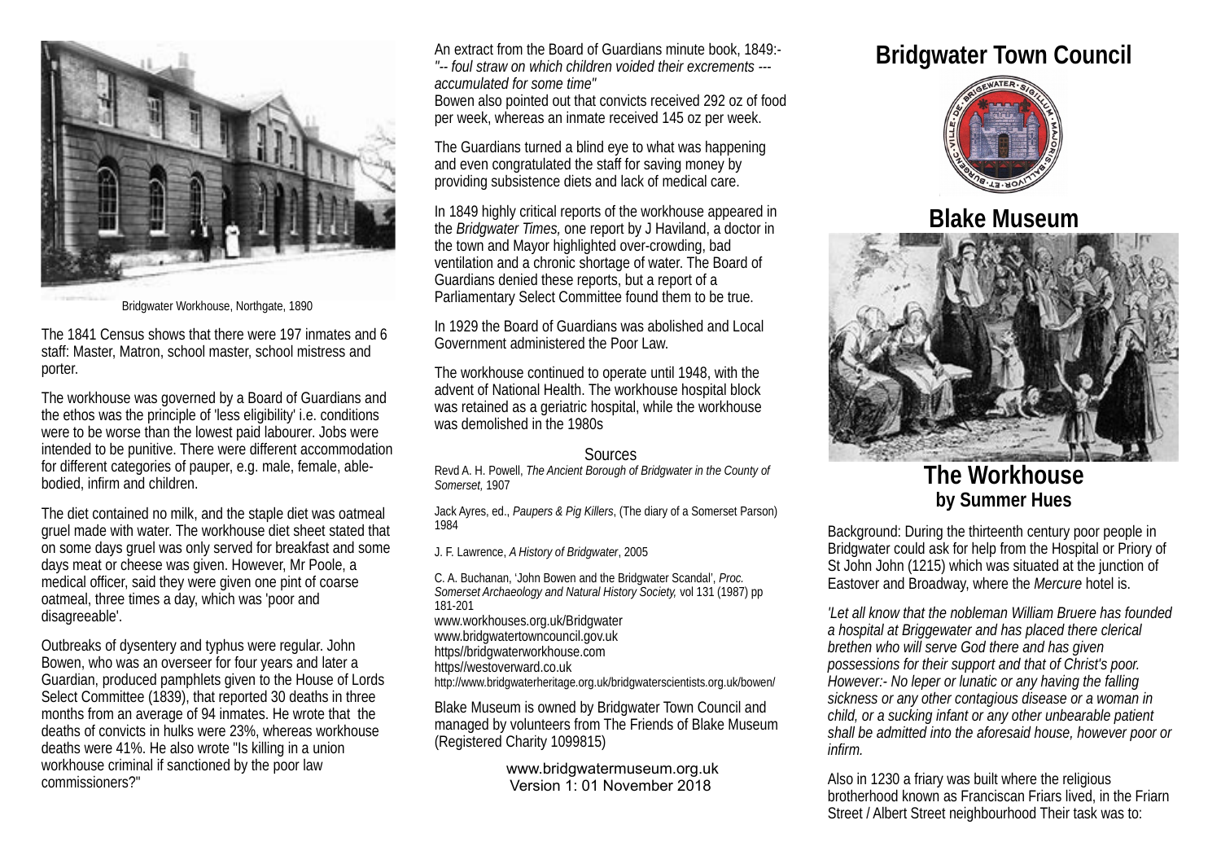Bridgwater Workhouse, Northgate, 1890

The 1841 Census shows that there were 197 inmates and 6 staff: Master, Matron, school master, school mistress and porter.

The workhouse was governed by a Board of Guardians and the ethos was the principle of 'less eligibility' i.e. conditions were to be worse than the lowest paid labourer. Jobs were intended to be punitive. There were different accommodation for different categories of pauper, e.g. male, female, able-bodied, infirm and children.

The diet contained no milk, and the staple diet was oatmeal gruel made with water. The workhouse diet sheet stated that on some days gruel was only served for breakfast and some days meat or cheese was given. However, Mr Poole, a medical officer, said they were given one pint of coarse oatmeal, three times a day, which was 'poor and disagreeable'.

Outbreaks of dysentery and typhus were regular. John Bowen, who was an overseer for four years and later a Guardian, produced pamphlets given to the House of Lords Select Committee (1839), that reported 30 deaths in three months from an average of 94 inmates. He wrote that the deaths of convicts in hulks were 23%, whereas workhouse deaths were 41%. He also wrote "Is killing in a union workhouse criminal if sanctioned by the poor law commissioners?"

An extract from the Board of Guardians minute book, 1849:-
*"-- foul straw on which children voided their excrements --- accumulated for some time"*
Bowen also pointed out that convicts received 292 oz of food per week, whereas an inmate received 145 oz per week.

The Guardians turned a blind eye to what was happening and even congratulated the staff for saving money by providing subsistence diets and lack of medical care.

In 1849 highly critical reports of the workhouse appeared in the *Bridgwater Times,* one report by J Haviland, a doctor in the town and Mayor highlighted over-crowding, bad ventilation and a chronic shortage of water. The Board of Guardians denied these reports, but a report of a Parliamentary Select Committee found them to be true.

In 1929 the Board of Guardians was abolished and Local Government administered the Poor Law.

The workhouse continued to operate until 1948, with the advent of National Health. The workhouse hospital block was retained as a geriatric hospital, while the workhouse was demolished in the 1980s

## Sources

Revd A. H. Powell, *The Ancient Borough of Bridgwater in the County of Somerset,* 1907

Jack Ayres, ed., *Paupers & Pig Killers*, (The diary of a Somerset Parson) 1984

J. F. Lawrence, *A History of Bridgwater*, 2005

C. A. Buchanan, 'John Bowen and the Bridgwater Scandal', *Proc. Somerset Archaeology and Natural History Society,* vol 131 (1987) pp 181-201
www.workhouses.org.uk/Bridgwater
www.bridgwatertowncouncil.gov.uk
https//bridgwaterworkhouse.com
https//westoverward.co.uk
http://www.bridgwaterheritage.org.uk/bridgwaterscientists.org.uk/bowen/

Blake Museum is owned by Bridgwater Town Council and managed by volunteers from The Friends of Blake Museum (Registered Charity 1099815)

www.bridgwatermuseum.org.uk
Version 1: 01 November 2018

# Bridgwater Town Council

## Blake Museum

# The Workhouse
### by Summer Hues

Background: During the thirteenth century poor people in Bridgwater could ask for help from the Hospital or Priory of St John John (1215) which was situated at the junction of Eastover and Broadway, where the *Mercure* hotel is.

*'Let all know that the nobleman William Bruere has founded a hospital at Briggewater and has placed there clerical brethen who will serve God there and has given possessions for their support and that of Christ's poor. However:- No leper or lunatic or any having the falling sickness or any other contagious disease or a woman in child, or a sucking infant or any other unbearable patient shall be admitted into the aforesaid house, however poor or infirm.*

Also in 1230 a friary was built where the religious brotherhood known as Franciscan Friars lived, in the Friarn Street / Albert Street neighbourhood Their task was to: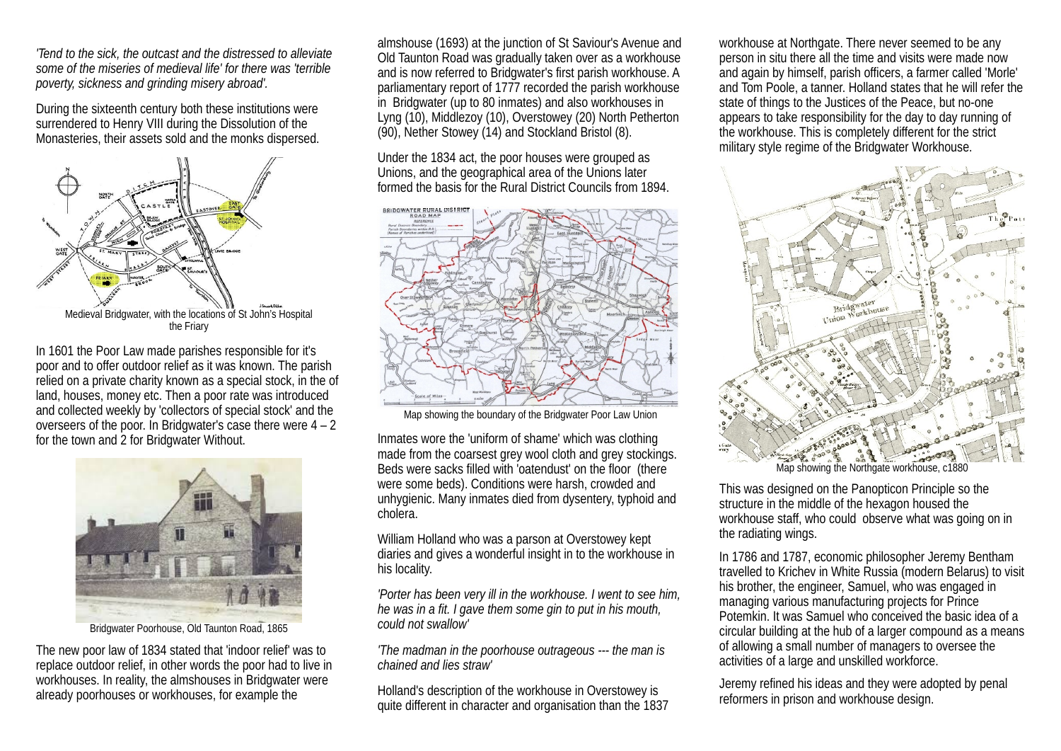*'Tend to the sick, the outcast and the distressed to alleviate some of the miseries of medieval life' for there was 'terrible poverty, sickness and grinding misery abroad'.*

During the sixteenth century both these institutions were surrendered to Henry VIII during the Dissolution of the Monasteries, their assets sold and the monks dispersed.

Medieval Bridgwater, with the locations of St John's Hospital the Friary

In 1601 the Poor Law made parishes responsible for it's poor and to offer outdoor relief as it was known. The parish relied on a private charity known as a special stock, in the of land, houses, money etc. Then a poor rate was introduced and collected weekly by 'collectors of special stock' and the overseers of the poor. In Bridgwater's case there were 4 – 2 for the town and 2 for Bridgwater Without.

Bridgwater Poorhouse, Old Taunton Road, 1865

The new poor law of 1834 stated that 'indoor relief' was to replace outdoor relief, in other words the poor had to live in workhouses. In reality, the almshouses in Bridgwater were already poorhouses or workhouses, for example the almshouse (1693) at the junction of St Saviour's Avenue and Old Taunton Road was gradually taken over as a workhouse and is now referred to Bridgwater's first parish workhouse. A parliamentary report of 1777 recorded the parish workhouse in Bridgwater (up to 80 inmates) and also workhouses in Lyng (10), Middlezoy (10), Overstowey (20) North Petherton (90), Nether Stowey (14) and Stockland Bristol (8).

Under the 1834 act, the poor houses were grouped as Unions, and the geographical area of the Unions later formed the basis for the Rural District Councils from 1894.

Map showing the boundary of the Bridgwater Poor Law Union

Inmates wore the 'uniform of shame' which was clothing made from the coarsest grey wool cloth and grey stockings. Beds were sacks filled with 'oatendust' on the floor (there were some beds). Conditions were harsh, crowded and unhygienic. Many inmates died from dysentery, typhoid and cholera.

William Holland who was a parson at Overstowey kept diaries and gives a wonderful insight in to the workhouse in his locality.

*'Porter has been very ill in the workhouse. I went to see him, he was in a fit. I gave them some gin to put in his mouth, could not swallow'*

*'The madman in the poorhouse outrageous --- the man is chained and lies straw'*

Holland's description of the workhouse in Overstowey is quite different in character and organisation than the 1837 workhouse at Northgate. There never seemed to be any person in situ there all the time and visits were made now and again by himself, parish officers, a farmer called 'Morle' and Tom Poole, a tanner. Holland states that he will refer the state of things to the Justices of the Peace, but no-one appears to take responsibility for the day to day running of the workhouse. This is completely different for the strict military style regime of the Bridgwater Workhouse.

Map showing the Northgate workhouse, c1880

This was designed on the Panopticon Principle so the structure in the middle of the hexagon housed the workhouse staff, who could observe what was going on in the radiating wings.

In 1786 and 1787, economic philosopher Jeremy Bentham travelled to Krichev in White Russia (modern Belarus) to visit his brother, the engineer, Samuel, who was engaged in managing various manufacturing projects for Prince Potemkin. It was Samuel who conceived the basic idea of a circular building at the hub of a larger compound as a means of allowing a small number of managers to oversee the activities of a large and unskilled workforce.

Jeremy refined his ideas and they were adopted by penal reformers in prison and workhouse design.